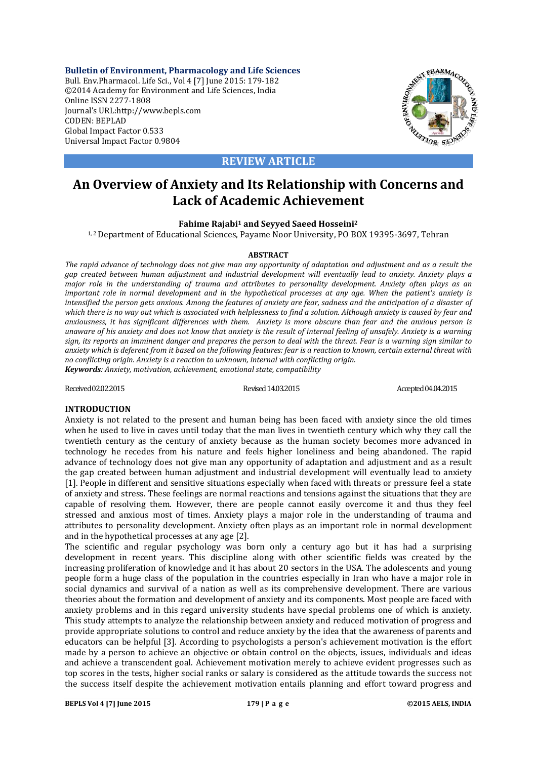**REVIEW ARTICLE**

# An Overview of Anxiety and Its Relationship with Concerns and Lack of Academic Achievement

**Fahime Rajabi[1] and Seyyed Saeed Hosseini[2]**

[1, 2] Department of Educational Sciences, Payame Noor University, PO BOX 19395-3697, Tehran

## ABSTRACT

*The rapid advance of technology does not give man any opportunity of adaptation and adjustment and as a result the gap created between human adjustment and industrial development will eventually lead to anxiety. Anxiety plays a major role in the understanding of trauma and attributes to personality development. Anxiety often plays as an important role in normal development and in the hypothetical processes at any age. When the patient's anxiety is intensified the person gets anxious. Among the features of anxiety are fear, sadness and the anticipation of a disaster of which there is no way out which is associated with helplessness to find a solution. Although anxiety is caused by fear and anxiousness, it has significant differences with them. Anxiety is more obscure than fear and the anxious person is unaware of his anxiety and does not know that anxiety is the result of internal feeling of unsafely. Anxiety is a warning sign, its reports an imminent danger and prepares the person to deal with the threat. Fear is a warning sign similar to anxiety which is deferent from it based on the following features: fear is a reaction to known, certain external threat with no conflicting origin. Anxiety is a reaction to unknown, internal with conflicting origin.*

***Keywords**: Anxiety, motivation, achievement, emotional state, compatibility*

Received 02.02.2015 Revised 14.03.2015 Accepted 04.04.2015

## INTRODUCTION

Anxiety is not related to the present and human being has been faced with anxiety since the old times when he used to live in caves until today that the man lives in twentieth century which why they call the twentieth century as the century of anxiety because as the human society becomes more advanced in technology he recedes from his nature and feels higher loneliness and being abandoned. The rapid advance of technology does not give man any opportunity of adaptation and adjustment and as a result the gap created between human adjustment and industrial development will eventually lead to anxiety [1]. People in different and sensitive situations especially when faced with threats or pressure feel a state of anxiety and stress. These feelings are normal reactions and tensions against the situations that they are capable of resolving them. However, there are people cannot easily overcome it and thus they feel stressed and anxious most of times. Anxiety plays a major role in the understanding of trauma and attributes to personality development. Anxiety often plays as an important role in normal development and in the hypothetical processes at any age [2].

The scientific and regular psychology was born only a century ago but it has had a surprising development in recent years. This discipline along with other scientific fields was created by the increasing proliferation of knowledge and it has about 20 sectors in the USA. The adolescents and young people form a huge class of the population in the countries especially in Iran who have a major role in social dynamics and survival of a nation as well as its comprehensive development. There are various theories about the formation and development of anxiety and its components. Most people are faced with anxiety problems and in this regard university students have special problems one of which is anxiety. This study attempts to analyze the relationship between anxiety and reduced motivation of progress and provide appropriate solutions to control and reduce anxiety by the idea that the awareness of parents and educators can be helpful [3]. According to psychologists a person's achievement motivation is the effort made by a person to achieve an objective or obtain control on the objects, issues, individuals and ideas and achieve a transcendent goal. Achievement motivation merely to achieve evident progresses such as top scores in the tests, higher social ranks or salary is considered as the attitude towards the success not the success itself despite the achievement motivation entails planning and effort toward progress and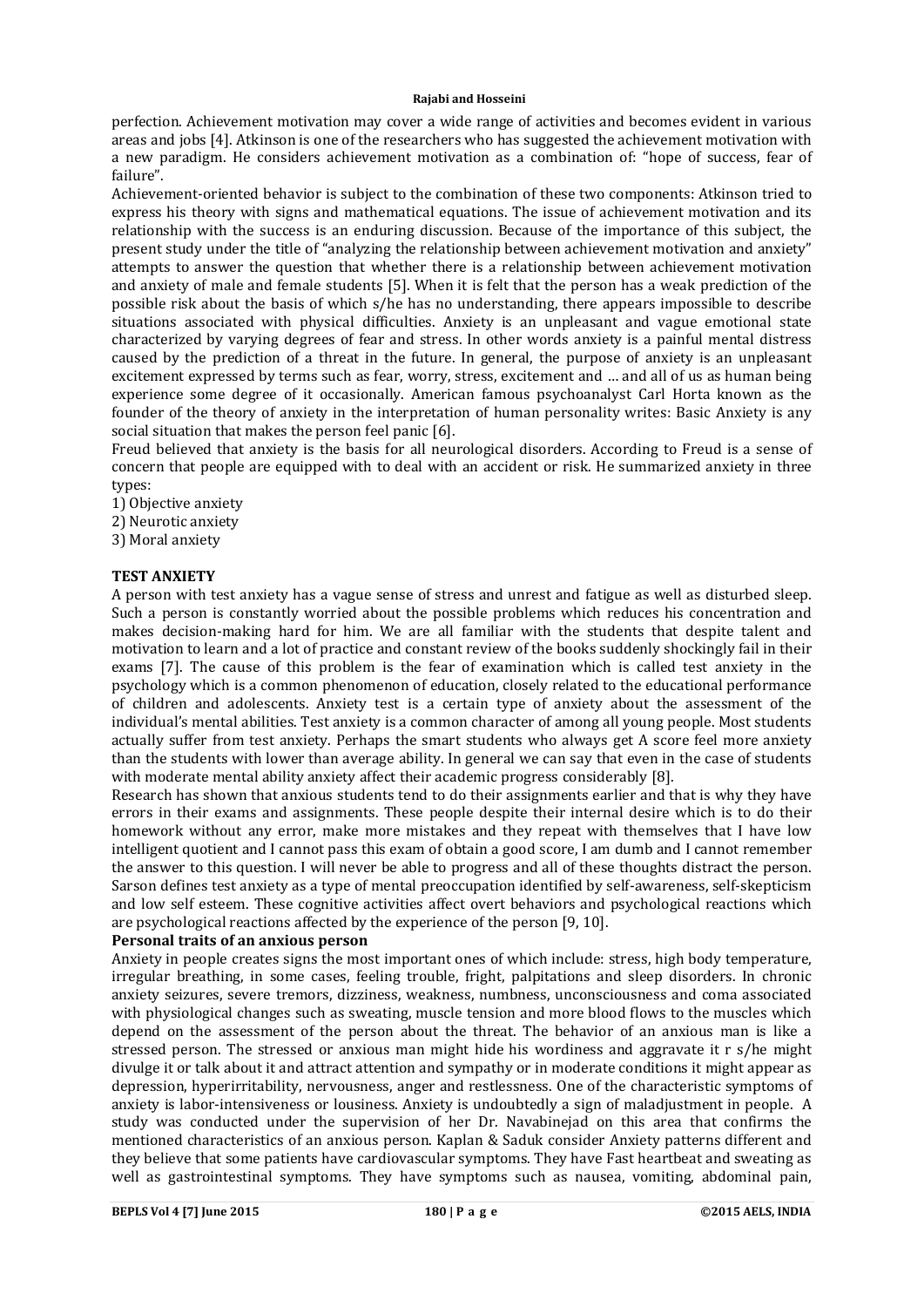perfection. Achievement motivation may cover a wide range of activities and becomes evident in various areas and jobs [4]. Atkinson is one of the researchers who has suggested the achievement motivation with a new paradigm. He considers achievement motivation as a combination of: "hope of success, fear of failure".

Achievement-oriented behavior is subject to the combination of these two components: Atkinson tried to express his theory with signs and mathematical equations. The issue of achievement motivation and its relationship with the success is an enduring discussion. Because of the importance of this subject, the present study under the title of "analyzing the relationship between achievement motivation and anxiety" attempts to answer the question that whether there is a relationship between achievement motivation and anxiety of male and female students [5]. When it is felt that the person has a weak prediction of the possible risk about the basis of which s/he has no understanding, there appears impossible to describe situations associated with physical difficulties. Anxiety is an unpleasant and vague emotional state characterized by varying degrees of fear and stress. In other words anxiety is a painful mental distress caused by the prediction of a threat in the future. In general, the purpose of anxiety is an unpleasant excitement expressed by terms such as fear, worry, stress, excitement and … and all of us as human being experience some degree of it occasionally. American famous psychoanalyst Carl Horta known as the founder of the theory of anxiety in the interpretation of human personality writes: Basic Anxiety is any social situation that makes the person feel panic [6].

Freud believed that anxiety is the basis for all neurological disorders. According to Freud is a sense of concern that people are equipped with to deal with an accident or risk. He summarized anxiety in three types:

1) Objective anxiety
2) Neurotic anxiety
3) Moral anxiety

## TEST ANXIETY

A person with test anxiety has a vague sense of stress and unrest and fatigue as well as disturbed sleep. Such a person is constantly worried about the possible problems which reduces his concentration and makes decision-making hard for him. We are all familiar with the students that despite talent and motivation to learn and a lot of practice and constant review of the books suddenly shockingly fail in their exams [7]. The cause of this problem is the fear of examination which is called test anxiety in the psychology which is a common phenomenon of education, closely related to the educational performance of children and adolescents. Anxiety test is a certain type of anxiety about the assessment of the individual's mental abilities. Test anxiety is a common character of among all young people. Most students actually suffer from test anxiety. Perhaps the smart students who always get A score feel more anxiety than the students with lower than average ability. In general we can say that even in the case of students with moderate mental ability anxiety affect their academic progress considerably [8].

Research has shown that anxious students tend to do their assignments earlier and that is why they have errors in their exams and assignments. These people despite their internal desire which is to do their homework without any error, make more mistakes and they repeat with themselves that I have low intelligent quotient and I cannot pass this exam of obtain a good score, I am dumb and I cannot remember the answer to this question. I will never be able to progress and all of these thoughts distract the person. Sarson defines test anxiety as a type of mental preoccupation identified by self-awareness, self-skepticism and low self esteem. These cognitive activities affect overt behaviors and psychological reactions which are psychological reactions affected by the experience of the person [9, 10].

### Personal traits of an anxious person

Anxiety in people creates signs the most important ones of which include: stress, high body temperature, irregular breathing, in some cases, feeling trouble, fright, palpitations and sleep disorders. In chronic anxiety seizures, severe tremors, dizziness, weakness, numbness, unconsciousness and coma associated with physiological changes such as sweating, muscle tension and more blood flows to the muscles which depend on the assessment of the person about the threat. The behavior of an anxious man is like a stressed person. The stressed or anxious man might hide his wordiness and aggravate it r s/he might divulge it or talk about it and attract attention and sympathy or in moderate conditions it might appear as depression, hyperirritability, nervousness, anger and restlessness. One of the characteristic symptoms of anxiety is labor-intensiveness or lousiness. Anxiety is undoubtedly a sign of maladjustment in people. A study was conducted under the supervision of her Dr. Navabinejad on this area that confirms the mentioned characteristics of an anxious person. Kaplan & Saduk consider Anxiety patterns different and they believe that some patients have cardiovascular symptoms. They have Fast heartbeat and sweating as well as gastrointestinal symptoms. They have symptoms such as nausea, vomiting, abdominal pain,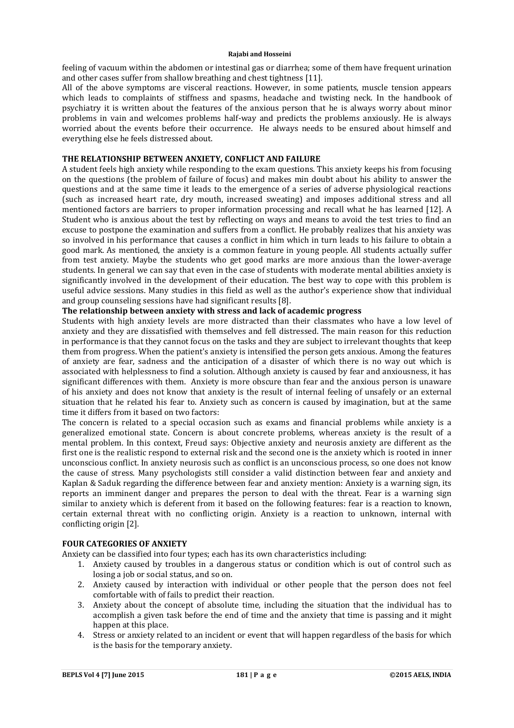feeling of vacuum within the abdomen or intestinal gas or diarrhea; some of them have frequent urination and other cases suffer from shallow breathing and chest tightness [11].

All of the above symptoms are visceral reactions. However, in some patients, muscle tension appears which leads to complaints of stiffness and spasms, headache and twisting neck. In the handbook of psychiatry it is written about the features of the anxious person that he is always worry about minor problems in vain and welcomes problems half-way and predicts the problems anxiously. He is always worried about the events before their occurrence. He always needs to be ensured about himself and everything else he feels distressed about.

## THE RELATIONSHIP BETWEEN ANXIETY, CONFLICT AND FAILURE

A student feels high anxiety while responding to the exam questions. This anxiety keeps his from focusing on the questions (the problem of failure of focus) and makes min doubt about his ability to answer the questions and at the same time it leads to the emergence of a series of adverse physiological reactions (such as increased heart rate, dry mouth, increased sweating) and imposes additional stress and all mentioned factors are barriers to proper information processing and recall what he has learned [12]. A Student who is anxious about the test by reflecting on ways and means to avoid the test tries to find an excuse to postpone the examination and suffers from a conflict. He probably realizes that his anxiety was so involved in his performance that causes a conflict in him which in turn leads to his failure to obtain a good mark. As mentioned, the anxiety is a common feature in young people. All students actually suffer from test anxiety. Maybe the students who get good marks are more anxious than the lower-average students. In general we can say that even in the case of students with moderate mental abilities anxiety is significantly involved in the development of their education. The best way to cope with this problem is useful advice sessions. Many studies in this field as well as the author's experience show that individual and group counseling sessions have had significant results [8].

### The relationship between anxiety with stress and lack of academic progress

Students with high anxiety levels are more distracted than their classmates who have a low level of anxiety and they are dissatisfied with themselves and fell distressed. The main reason for this reduction in performance is that they cannot focus on the tasks and they are subject to irrelevant thoughts that keep them from progress. When the patient's anxiety is intensified the person gets anxious. Among the features of anxiety are fear, sadness and the anticipation of a disaster of which there is no way out which is associated with helplessness to find a solution. Although anxiety is caused by fear and anxiousness, it has significant differences with them. Anxiety is more obscure than fear and the anxious person is unaware of his anxiety and does not know that anxiety is the result of internal feeling of unsafely or an external situation that he related his fear to. Anxiety such as concern is caused by imagination, but at the same time it differs from it based on two factors:

The concern is related to a special occasion such as exams and financial problems while anxiety is a generalized emotional state. Concern is about concrete problems, whereas anxiety is the result of a mental problem. In this context, Freud says: Objective anxiety and neurosis anxiety are different as the first one is the realistic respond to external risk and the second one is the anxiety which is rooted in inner unconscious conflict. In anxiety neurosis such as conflict is an unconscious process, so one does not know the cause of stress. Many psychologists still consider a valid distinction between fear and anxiety and Kaplan & Saduk regarding the difference between fear and anxiety mention: Anxiety is a warning sign, its reports an imminent danger and prepares the person to deal with the threat. Fear is a warning sign similar to anxiety which is deferent from it based on the following features: fear is a reaction to known, certain external threat with no conflicting origin. Anxiety is a reaction to unknown, internal with conflicting origin [2].

## FOUR CATEGORIES OF ANXIETY

Anxiety can be classified into four types; each has its own characteristics including:

1. Anxiety caused by troubles in a dangerous status or condition which is out of control such as losing a job or social status, and so on.
2. Anxiety caused by interaction with individual or other people that the person does not feel comfortable with of fails to predict their reaction.
3. Anxiety about the concept of absolute time, including the situation that the individual has to accomplish a given task before the end of time and the anxiety that time is passing and it might happen at this place.
4. Stress or anxiety related to an incident or event that will happen regardless of the basis for which is the basis for the temporary anxiety.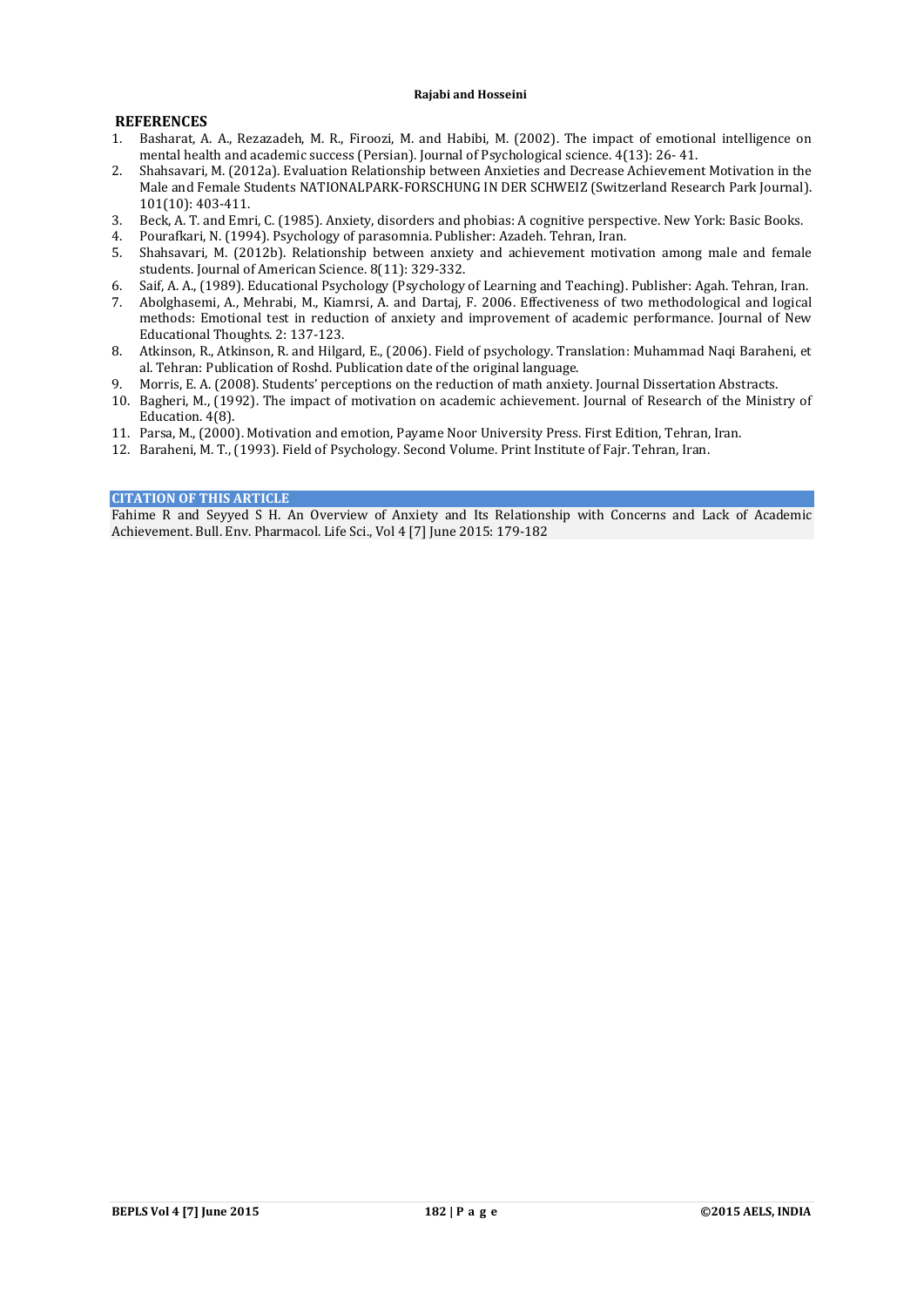## REFERENCES

1. Basharat, A. A., Rezazadeh, M. R., Firoozi, M. and Habibi, M. (2002). The impact of emotional intelligence on mental health and academic success (Persian). Journal of Psychological science. 4(13): 26- 41.
2. Shahsavari, M. (2012a). Evaluation Relationship between Anxieties and Decrease Achievement Motivation in the Male and Female Students NATIONALPARK-FORSCHUNG IN DER SCHWEIZ (Switzerland Research Park Journal). 101(10): 403-411.
3. Beck, A. T. and Emri, C. (1985). Anxiety, disorders and phobias: A cognitive perspective. New York: Basic Books.
4. Pourafkari, N. (1994). Psychology of parasomnia. Publisher: Azadeh. Tehran, Iran.
5. Shahsavari, M. (2012b). Relationship between anxiety and achievement motivation among male and female students. Journal of American Science. 8(11): 329-332.
6. Saif, A. A., (1989). Educational Psychology (Psychology of Learning and Teaching). Publisher: Agah. Tehran, Iran.
7. Abolghasemi, A., Mehrabi, M., Kiamrsi, A. and Dartaj, F. 2006. Effectiveness of two methodological and logical methods: Emotional test in reduction of anxiety and improvement of academic performance. Journal of New Educational Thoughts. 2: 137-123.
8. Atkinson, R., Atkinson, R. and Hilgard, E., (2006). Field of psychology. Translation: Muhammad Naqi Baraheni, et al. Tehran: Publication of Roshd. Publication date of the original language.
9. Morris, E. A. (2008). Students' perceptions on the reduction of math anxiety. Journal Dissertation Abstracts.
10. Bagheri, M., (1992). The impact of motivation on academic achievement. Journal of Research of the Ministry of Education. 4(8).
11. Parsa, M., (2000). Motivation and emotion, Payame Noor University Press. First Edition, Tehran, Iran.
12. Baraheni, M. T., (1993). Field of Psychology. Second Volume. Print Institute of Fajr. Tehran, Iran.

**CITATION OF THIS ARTICLE**

Fahime R and Seyyed S H. An Overview of Anxiety and Its Relationship with Concerns and Lack of Academic Achievement. Bull. Env. Pharmacol. Life Sci., Vol 4 [7] June 2015: 179-182